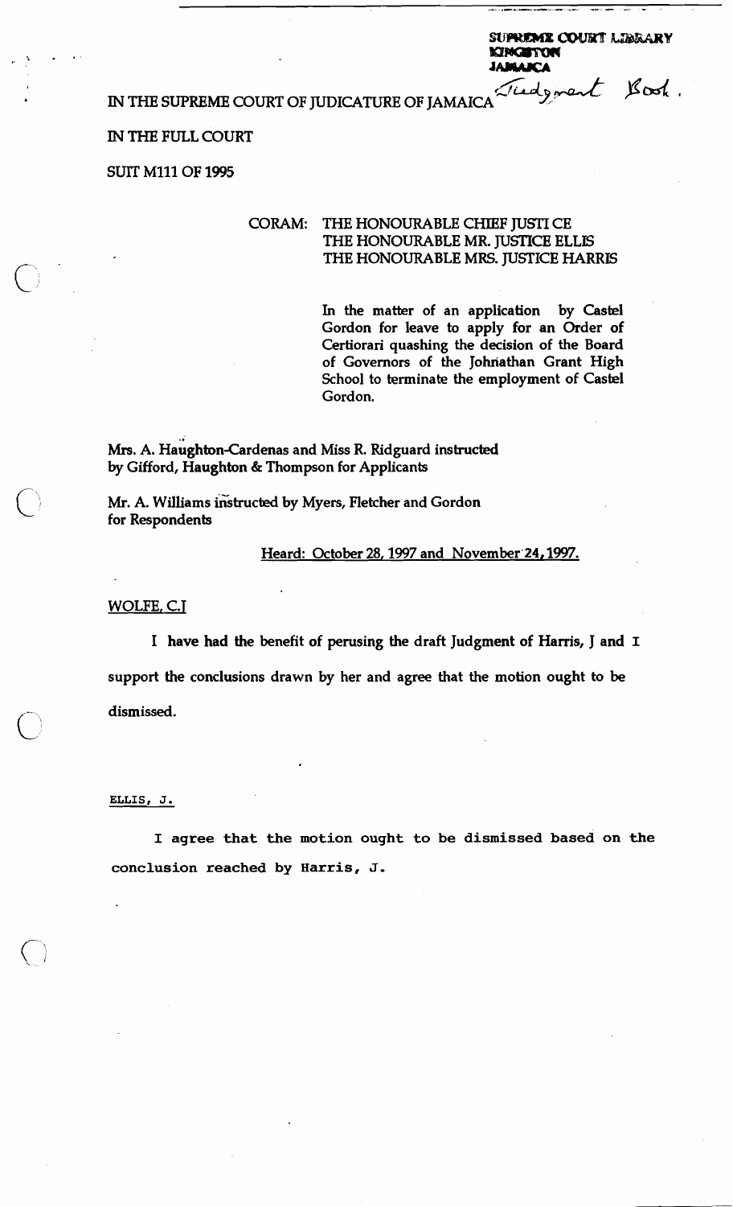SUPREME COURT LIBRARY
KINGSTON
JAMAICA

Judgment Book.

IN THE SUPREME COURT OF JUDICATURE OF JAMAICA

IN THE FULL COURT

SUIT M111 OF 1995

CORAM: THE HONOURABLE CHIEF JUSTI CE
THE HONOURABLE MR. JUSTICE ELLIS
THE HONOURABLE MRS. JUSTICE HARRIS

In the matter of an application by Castel Gordon for leave to apply for an Order of Certiorari quashing the decision of the Board of Governors of the Johnathan Grant High School to terminate the employment of Castel Gordon.

Mrs. A. Haughton-Cardenas and Miss R. Ridguard instructed by Gifford, Haughton & Thompson for Applicants

Mr. A. Williams instructed by Myers, Fletcher and Gordon for Respondents

Heard: October 28, 1997 and November 24, 1997.

WOLFE, C.J

I have had the benefit of perusing the draft Judgment of Harris, J and I support the conclusions drawn by her and agree that the motion ought to be dismissed.

ELLIS, J.

I agree that the motion ought to be dismissed based on the conclusion reached by Harris, J.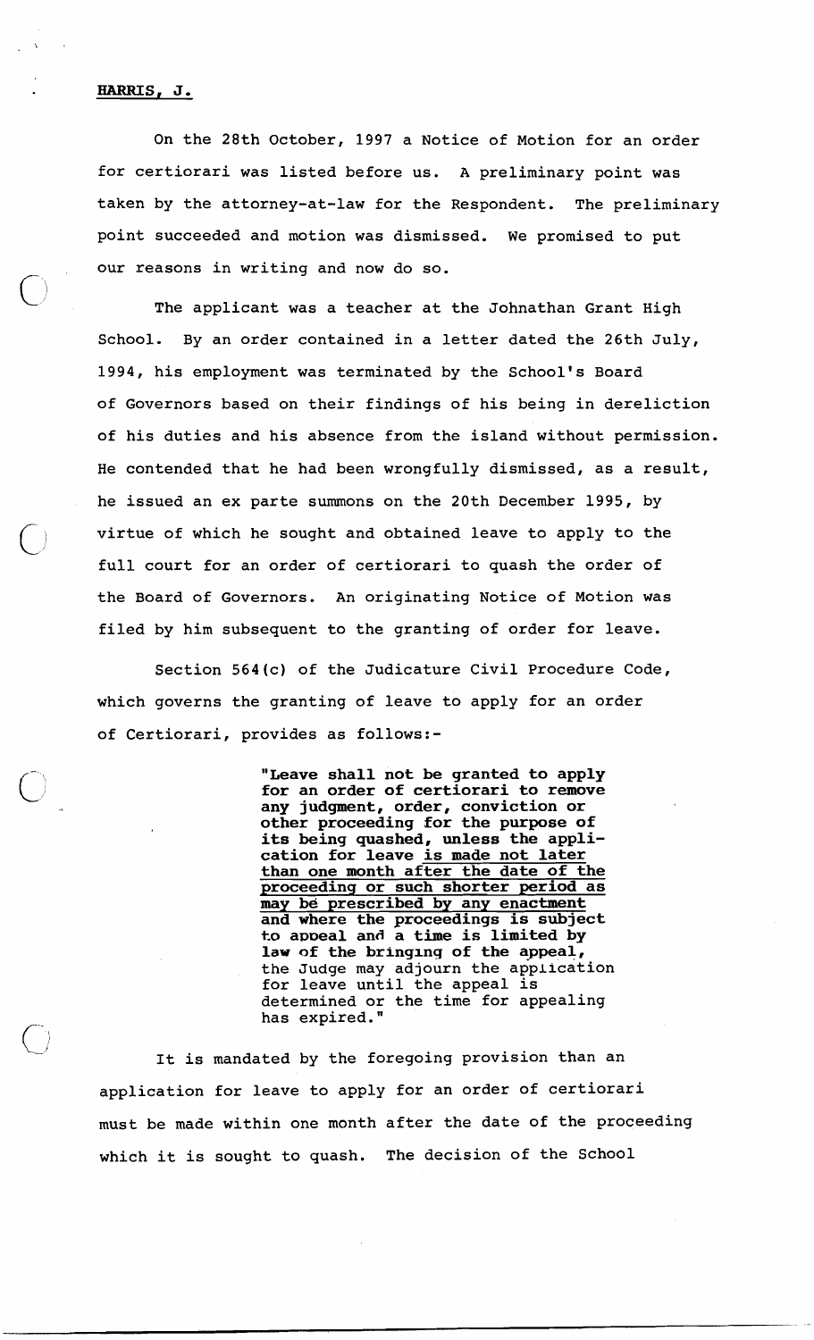**HARRIS, J.**

On the 28th October, 1997 a Notice of Motion for an order for certiorari was listed before us. A preliminary point was taken by the attorney-at-law for the Respondent. The preliminary point succeeded and motion was dismissed. We promised to put our reasons in writing and now do so.

The applicant was a teacher at the Johnathan Grant High School. By an order contained in a letter dated the 26th July, 1994, his employment was terminated by the School's Board of Governors based on their findings of his being in dereliction of his duties and his absence from the island without permission. He contended that he had been wrongfully dismissed, as a result, he issued an ex parte summons on the 20th December 1995, by virtue of which he sought and obtained leave to apply to the full court for an order of certiorari to quash the order of the Board of Governors. An originating Notice of Motion was filed by him subsequent to the granting of order for leave.

Section 564(c) of the Judicature Civil Procedure Code, which governs the granting of leave to apply for an order of Certiorari, provides as follows:-

> **"Leave shall not be granted to apply for an order of certiorari to remove any judgment, order, conviction or other proceeding for the purpose of its being quashed, unless the application for leave <u>is made not later than one month after the date of the proceeding or such shorter period as may be prescribed by any enactment</u> and where the proceedings is subject to appeal and a time is limited by law of the bringing of the appeal,** the Judge may adjourn the application for leave until the appeal is determined or the time for appealing has expired."

It is mandated by the foregoing provision than an application for leave to apply for an order of certiorari must be made within one month after the date of the proceeding which it is sought to quash. The decision of the School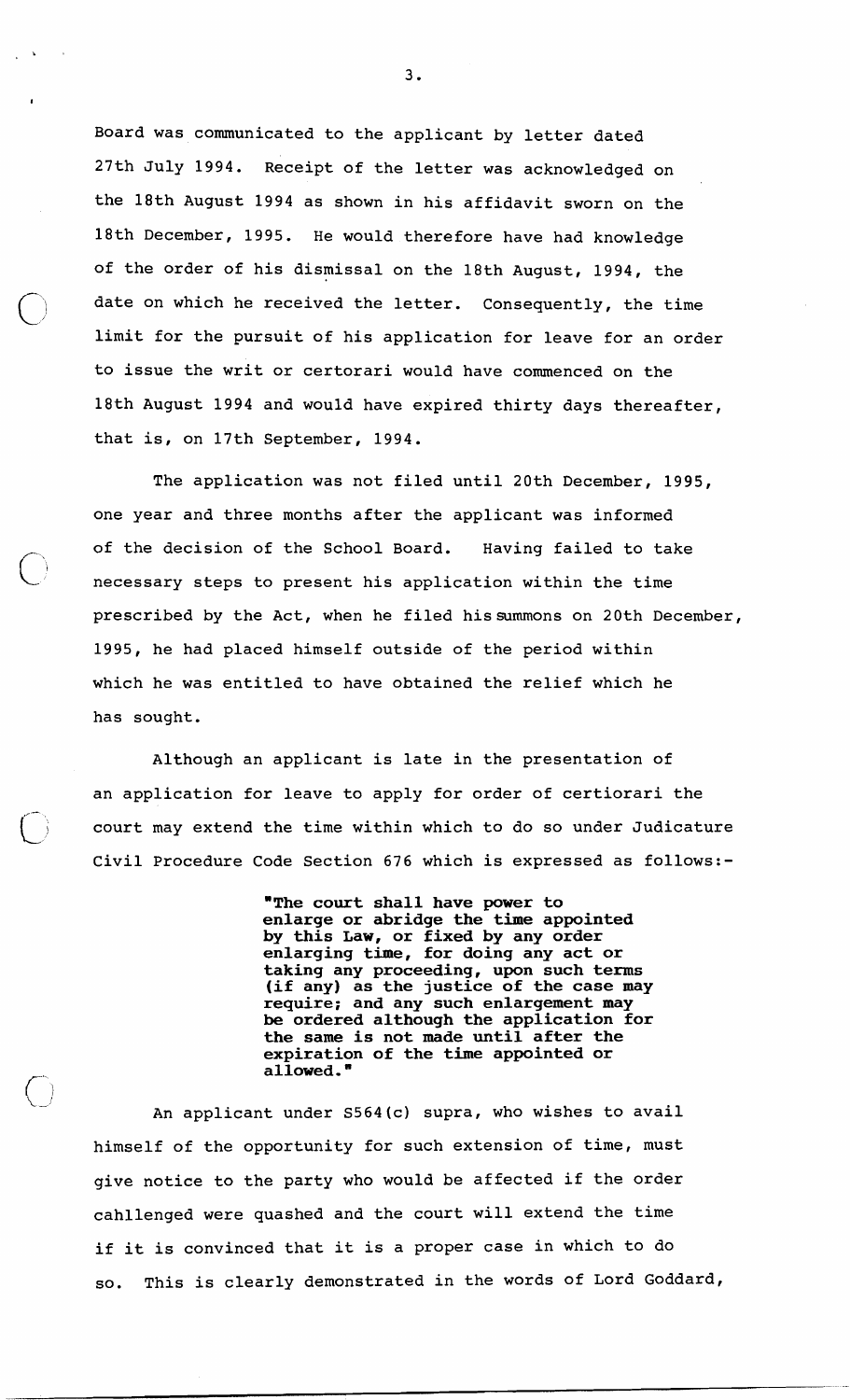Board was communicated to the applicant by letter dated 27th July 1994. Receipt of the letter was acknowledged on the 18th August 1994 as shown in his affidavit sworn on the 18th December, 1995. He would therefore have had knowledge of the order of his dismissal on the 18th August, 1994, the date on which he received the letter. Consequently, the time limit for the pursuit of his application for leave for an order to issue the writ or certorari would have commenced on the 18th August 1994 and would have expired thirty days thereafter, that is, on 17th September, 1994.

The application was not filed until 20th December, 1995, one year and three months after the applicant was informed of the decision of the School Board. Having failed to take necessary steps to present his application within the time prescribed by the Act, when he filed his summons on 20th December, 1995, he had placed himself outside of the period within which he was entitled to have obtained the relief which he has sought.

Although an applicant is late in the presentation of an application for leave to apply for order of certiorari the court may extend the time within which to do so under Judicature Civil Procedure Code Section 676 which is expressed as follows:-

> **"The court shall have power to enlarge or abridge the time appointed by this Law, or fixed by any order enlarging time, for doing any act or taking any proceeding, upon such terms (if any) as the justice of the case may require; and any such enlargement may be ordered although the application for the same is not made until after the expiration of the time appointed or allowed."**

An applicant under S564(c) supra, who wishes to avail himself of the opportunity for such extension of time, must give notice to the party who would be affected if the order cahllenged were quashed and the court will extend the time if it is convinced that it is a proper case in which to do so. This is clearly demonstrated in the words of Lord Goddard,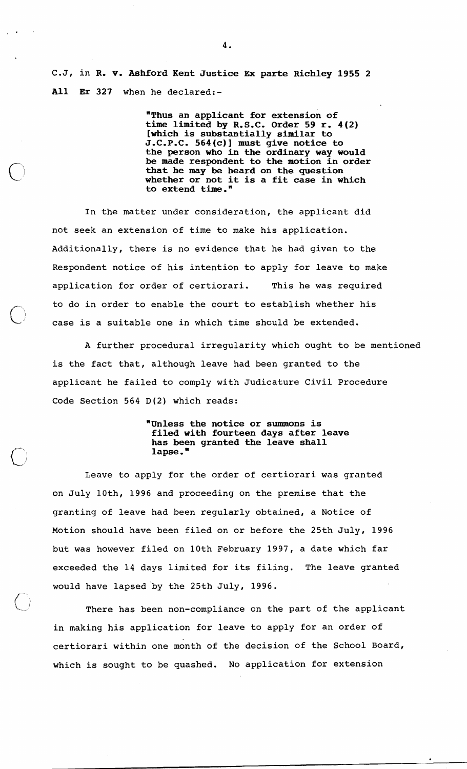C.J, in **R. v. Ashford Kent Justice Ex parte Richley 1955 2 All Er 327** when he declared:-

> **"Thus an applicant for extension of time limited by R.S.C. Order 59 r. 4(2) [which is substantially similar to J.C.P.C. 564(c)] must give notice to the person who in the ordinary way would be made respondent to the motion in order that he may be heard on the question whether or not it is a fit case in which to extend time."**

In the matter under consideration, the applicant did not seek an extension of time to make his application. Additionally, there is no evidence that he had given to the Respondent notice of his intention to apply for leave to make application for order of certiorari. This he was required to do in order to enable the court to establish whether his case is a suitable one in which time should be extended.

A further procedural irregularity which ought to be mentioned is the fact that, although leave had been granted to the applicant he failed to comply with Judicature Civil Procedure Code Section 564 D(2) which reads:

> **"Unless the notice or summons is filed with fourteen days after leave has been granted the leave shall lapse."**

Leave to apply for the order of certiorari was granted on July 10th, 1996 and proceeding on the premise that the granting of leave had been regularly obtained, a Notice of Motion should have been filed on or before the 25th July, 1996 but was however filed on 10th February 1997, a date which far exceeded the 14 days limited for its filing. The leave granted would have lapsed by the 25th July, 1996.

There has been non-compliance on the part of the applicant in making his application for leave to apply for an order of certiorari within one month of the decision of the School Board, which is sought to be quashed. No application for extension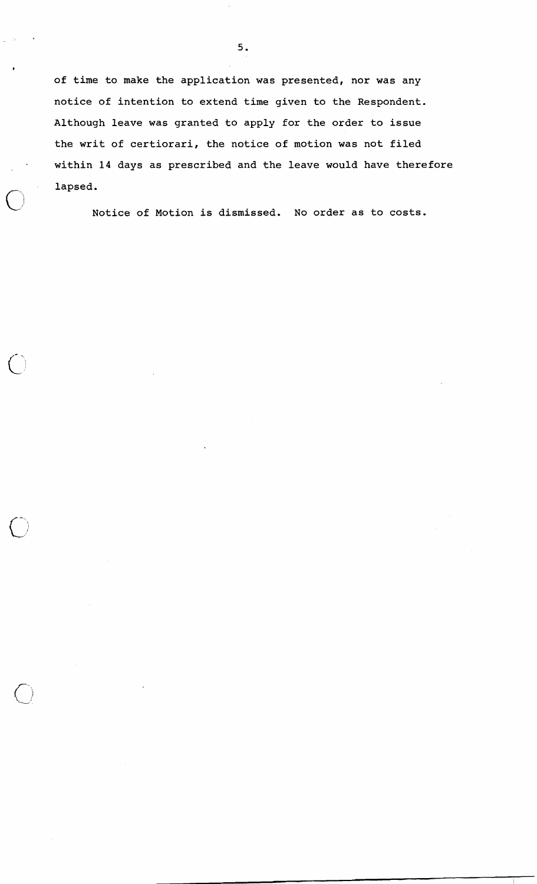of time to make the application was presented, nor was any notice of intention to extend time given to the Respondent. Although leave was granted to apply for the order to issue the writ of certiorari, the notice of motion was not filed within 14 days as prescribed and the leave would have therefore lapsed.

Notice of Motion is dismissed. No order as to costs.